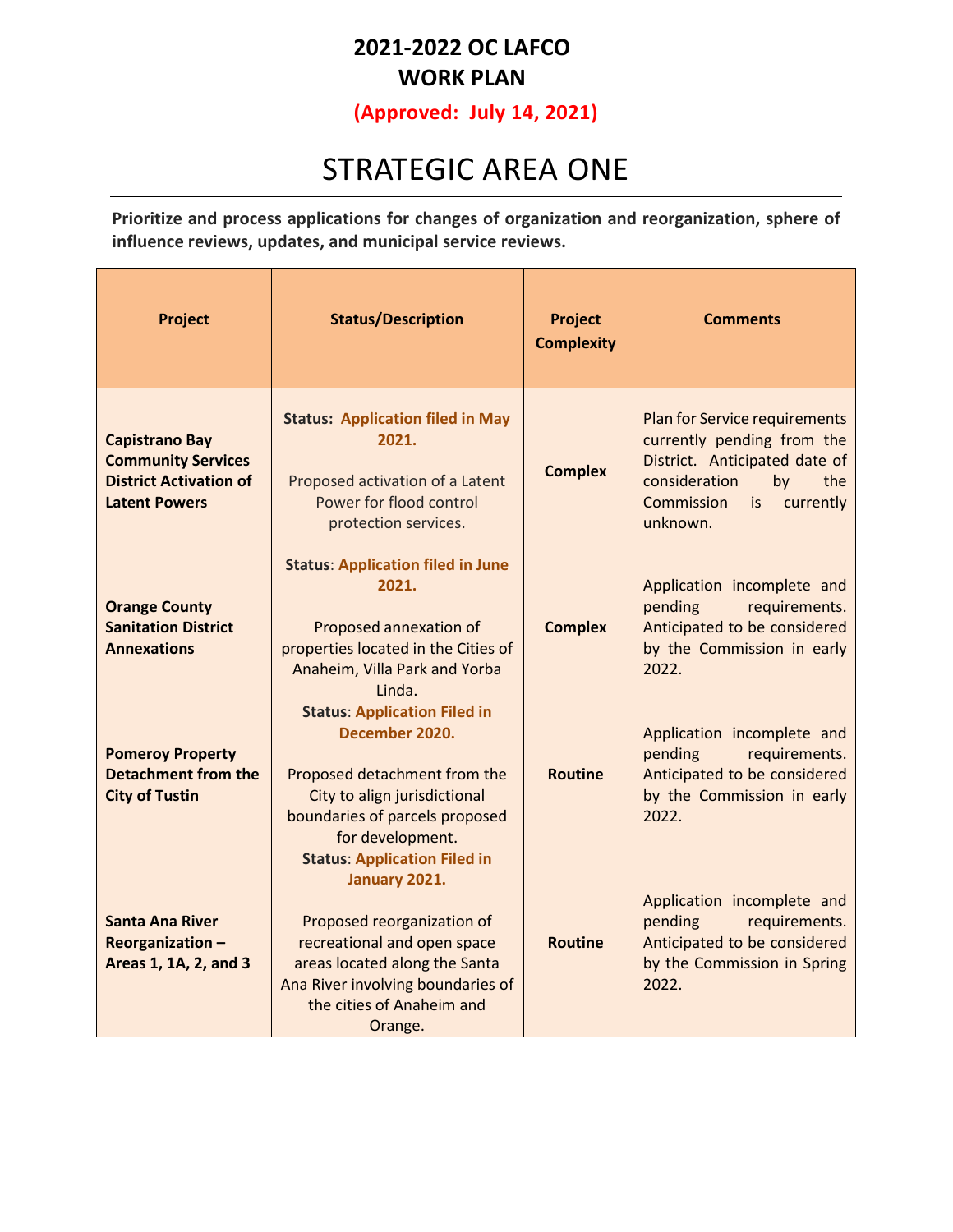# 2021-2022 OC LAFCO WORK PLAN

**(Approved: July 14, 2021)**

# STRATEGIC AREA ONE

**Prioritize and process applications for changes of organization and reorganization, sphere of influence reviews, updates, and municipal service reviews.**

| Project | Status/Description | Project Complexity | Comments |
|---|---|---|---|
| **Capistrano Bay Community Services District Activation of Latent Powers** | **Status: Application filed in May 2021.** Proposed activation of a Latent Power for flood control protection services. | **Complex** | Plan for Service requirements currently pending from the District. Anticipated date of consideration by the Commission is currently unknown. |
| **Orange County Sanitation District Annexations** | **Status: Application filed in June 2021.** Proposed annexation of properties located in the Cities of Anaheim, Villa Park and Yorba Linda. | **Complex** | Application incomplete and pending requirements. Anticipated to be considered by the Commission in early 2022. |
| **Pomeroy Property Detachment from the City of Tustin** | **Status: Application Filed in December 2020.** Proposed detachment from the City to align jurisdictional boundaries of parcels proposed for development. | **Routine** | Application incomplete and pending requirements. Anticipated to be considered by the Commission in early 2022. |
| **Santa Ana River Reorganization – Areas 1, 1A, 2, and 3** | **Status: Application Filed in January 2021.** Proposed reorganization of recreational and open space areas located along the Santa Ana River involving boundaries of the cities of Anaheim and Orange. | **Routine** | Application incomplete and pending requirements. Anticipated to be considered by the Commission in Spring 2022. |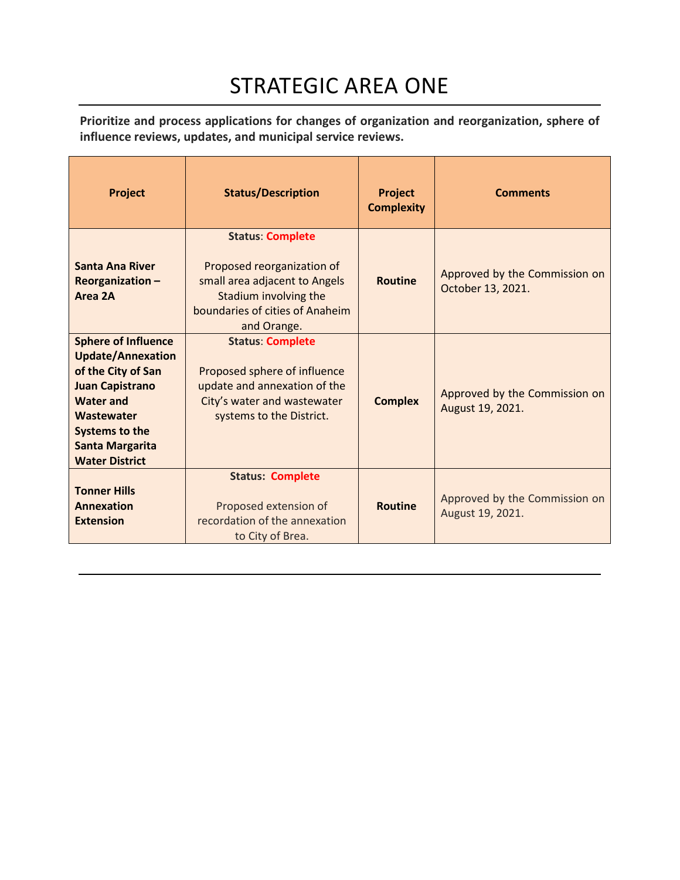# STRATEGIC AREA ONE

**Prioritize and process applications for changes of organization and reorganization, sphere of influence reviews, updates, and municipal service reviews.**

| Project | Status/Description | Project Complexity | Comments |
|---|---|---|---|
| **Santa Ana River Reorganization – Area 2A** | **Status**: **Complete**<br><br>Proposed reorganization of small area adjacent to Angels Stadium involving the boundaries of cities of Anaheim and Orange. | **Routine** | Approved by the Commission on October 13, 2021. |
| **Sphere of Influence Update/Annexation of the City of San Juan Capistrano Water and Wastewater Systems to the Santa Margarita Water District** | **Status**: **Complete**<br><br>Proposed sphere of influence update and annexation of the City's water and wastewater systems to the District. | **Complex** | Approved by the Commission on August 19, 2021. |
| **Tonner Hills Annexation Extension** | **Status**: **Complete**<br><br>Proposed extension of recordation of the annexation to City of Brea. | **Routine** | Approved by the Commission on August 19, 2021. |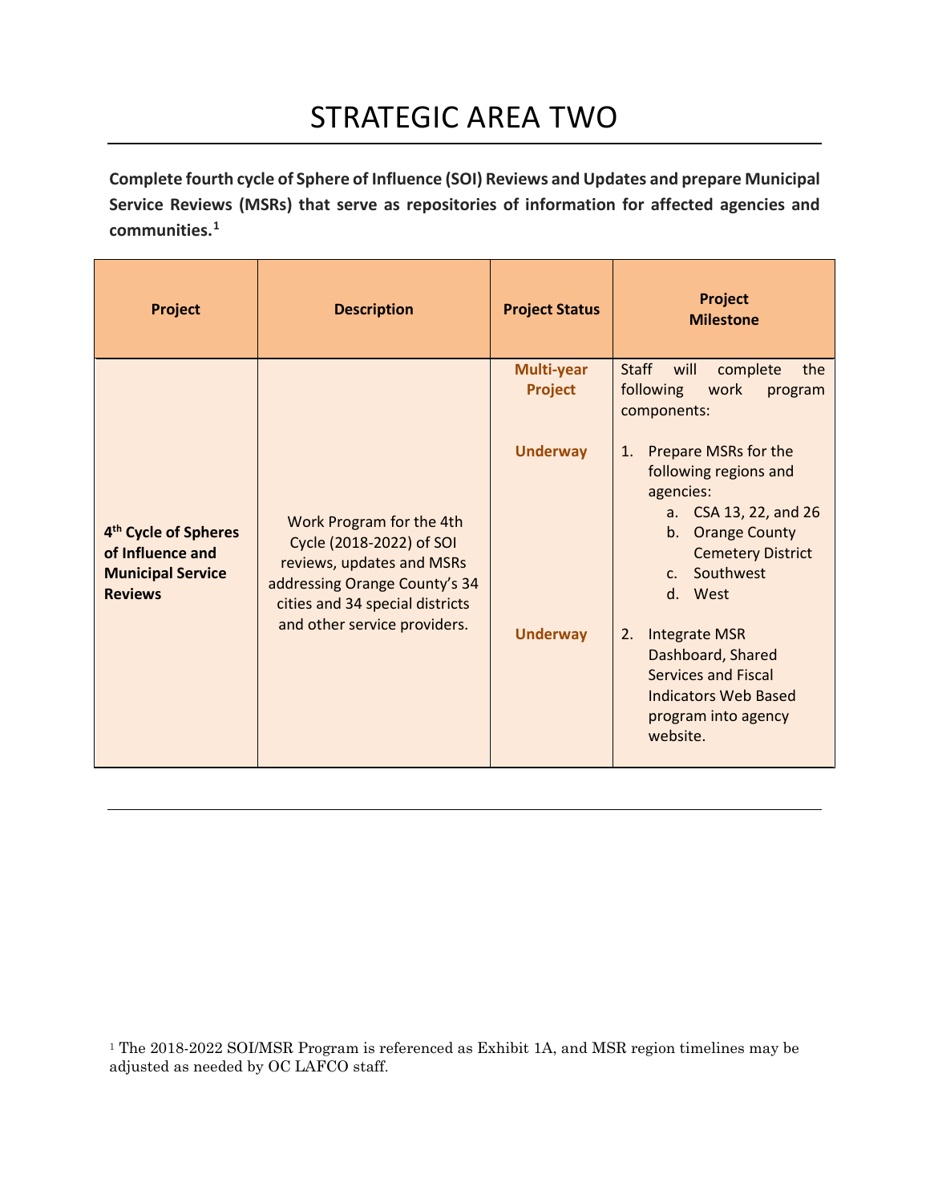# STRATEGIC AREA TWO

**Complete fourth cycle of Sphere of Influence (SOI) Reviews and Updates and prepare Municipal Service Reviews (MSRs) that serve as repositories of information for affected agencies and communities.[1]**

| Project | Description | Project Status | Project Milestone |
|---|---|---|---|
| **4th Cycle of Spheres of Influence and Municipal Service Reviews** | Work Program for the 4th Cycle (2018-2022) of SOI reviews, updates and MSRs addressing Orange County's 34 cities and 34 special districts and other service providers. | **Multi-year Project** | Staff will complete the following work program components: |
| | | **Underway** | 1. Prepare MSRs for the following regions and agencies: a. CSA 13, 22, and 26 b. Orange County Cemetery District c. Southwest d. West |
| | | **Underway** | 2. Integrate MSR Dashboard, Shared Services and Fiscal Indicators Web Based program into agency website. |

[1] The 2018-2022 SOI/MSR Program is referenced as Exhibit 1A, and MSR region timelines may be adjusted as needed by OC LAFCO staff.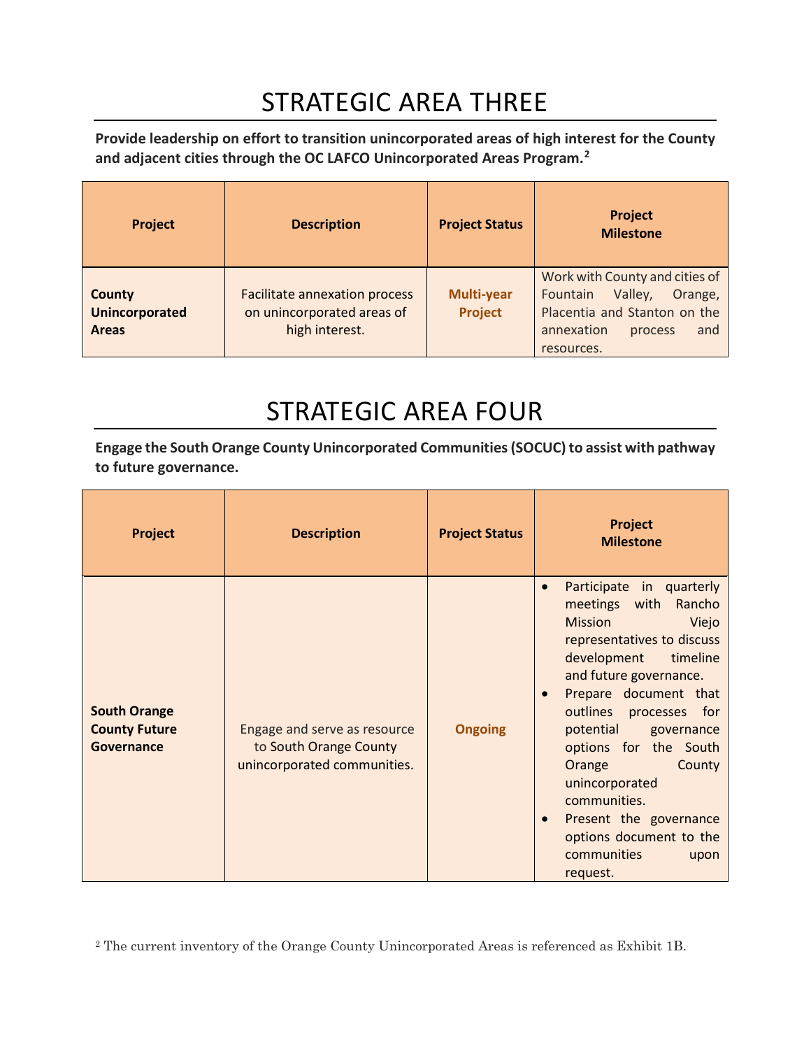# STRATEGIC AREA THREE

**Provide leadership on effort to transition unincorporated areas of high interest for the County and adjacent cities through the OC LAFCO Unincorporated Areas Program.[2]**

| Project | Description | Project Status | Project Milestone |
|---|---|---|---|
| **County Unincorporated Areas** | Facilitate annexation process on unincorporated areas of high interest. | **Multi-year Project** | Work with County and cities of Fountain Valley, Orange, Placentia and Stanton on the annexation process and resources. |

# STRATEGIC AREA FOUR

**Engage the South Orange County Unincorporated Communities (SOCUC) to assist with pathway to future governance.**

| Project | Description | Project Status | Project Milestone |
|---|---|---|---|
| **South Orange County Future Governance** | Engage and serve as resource to South Orange County unincorporated communities. | **Ongoing** | • Participate in quarterly meetings with Rancho Mission Viejo representatives to discuss development timeline and future governance.<br>• Prepare document that outlines processes for potential governance options for the South Orange County unincorporated communities.<br>• Present the governance options document to the communities upon request. |

[2] The current inventory of the Orange County Unincorporated Areas is referenced as Exhibit 1B.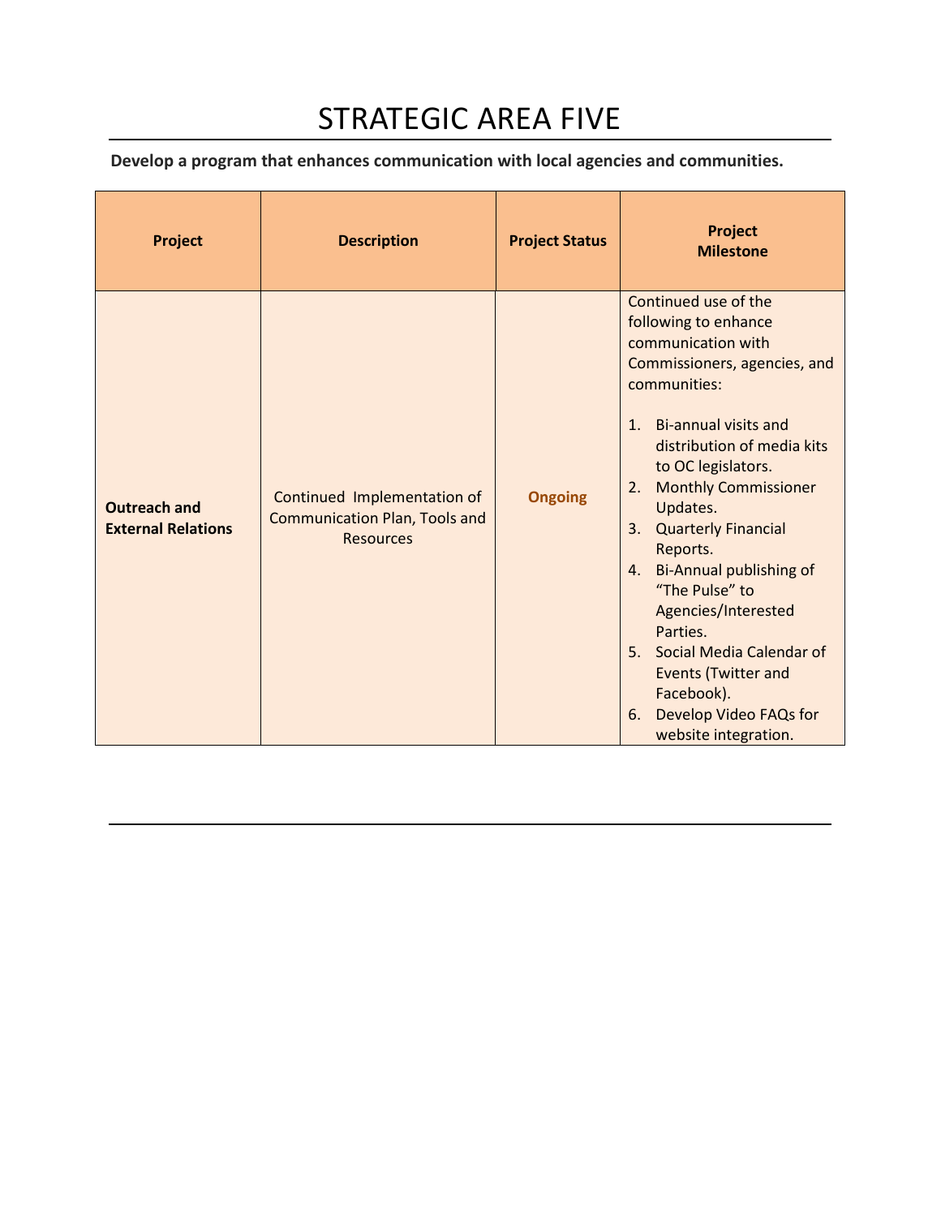# STRATEGIC AREA FIVE

**Develop a program that enhances communication with local agencies and communities.**

| Project | Description | Project Status | Project Milestone |
|---|---|---|---|
| **Outreach and External Relations** | Continued Implementation of Communication Plan, Tools and Resources | **Ongoing** | Continued use of the following to enhance communication with Commissioners, agencies, and communities:<br><br>1. Bi-annual visits and distribution of media kits to OC legislators.<br>2. Monthly Commissioner Updates.<br>3. Quarterly Financial Reports.<br>4. Bi-Annual publishing of "The Pulse" to Agencies/Interested Parties.<br>5. Social Media Calendar of Events (Twitter and Facebook).<br>6. Develop Video FAQs for website integration. |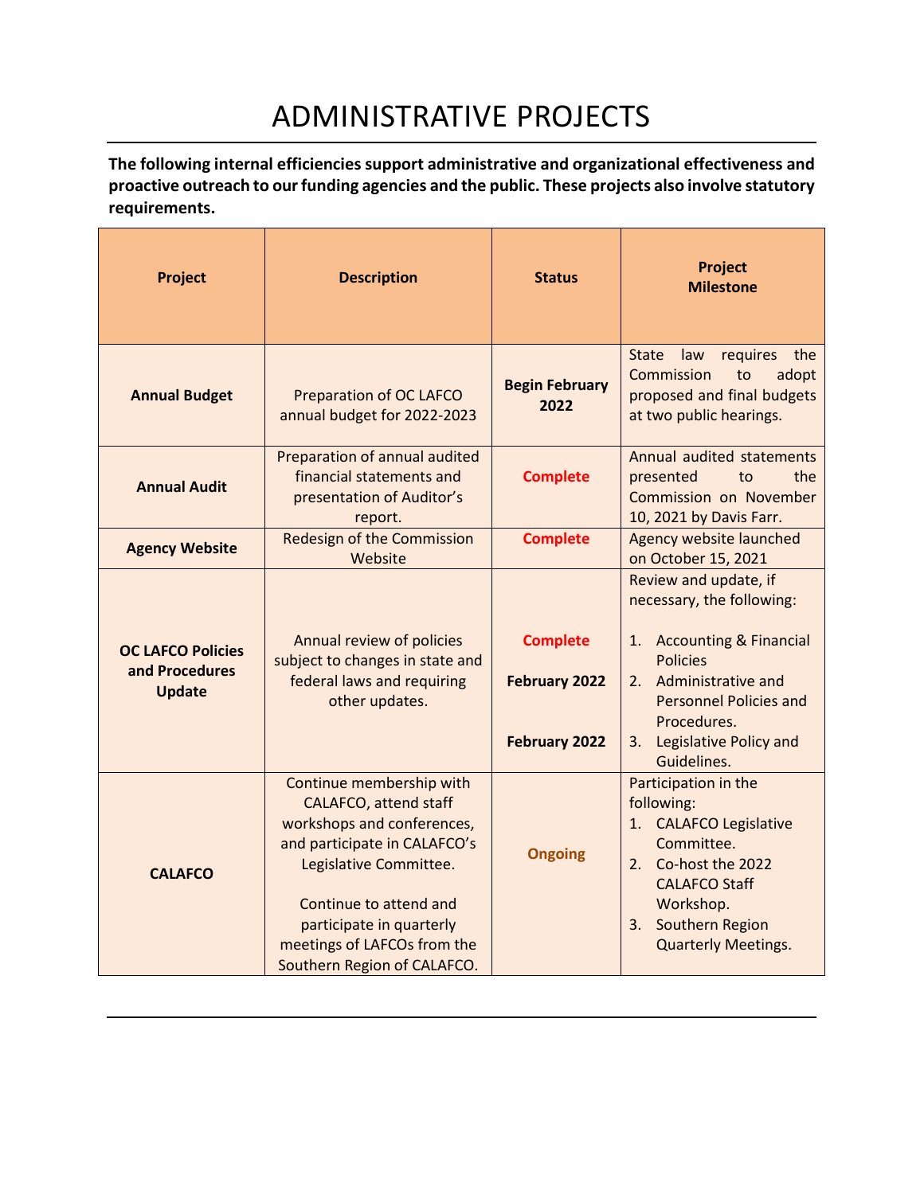# ADMINISTRATIVE PROJECTS

**The following internal efficiencies support administrative and organizational effectiveness and proactive outreach to our funding agencies and the public. These projects also involve statutory requirements.**

| Project | Description | Status | Project Milestone |
|---|---|---|---|
| **Annual Budget** | Preparation of OC LAFCO annual budget for 2022-2023 | **Begin February 2022** | State law requires the Commission to adopt proposed and final budgets at two public hearings. |
| **Annual Audit** | Preparation of annual audited financial statements and presentation of Auditor's report. | **Complete** | Annual audited statements presented to the Commission on November 10, 2021 by Davis Farr. |
| **Agency Website** | Redesign of the Commission Website | **Complete** | Agency website launched on October 15, 2021 |
| **OC LAFCO Policies and Procedures Update** | Annual review of policies subject to changes in state and federal laws and requiring other updates. | **Complete**<br><br>**February 2022**<br><br>**February 2022** | Review and update, if necessary, the following:<br><br>1. Accounting & Financial Policies<br>2. Administrative and Personnel Policies and Procedures.<br>3. Legislative Policy and Guidelines. |
| **CALAFCO** | Continue membership with CALAFCO, attend staff workshops and conferences, and participate in CALAFCO's Legislative Committee.<br><br>Continue to attend and participate in quarterly meetings of LAFCOs from the Southern Region of CALAFCO. | **Ongoing** | Participation in the following:<br>1. CALAFCO Legislative Committee.<br>2. Co-host the 2022 CALAFCO Staff Workshop.<br>3. Southern Region Quarterly Meetings. |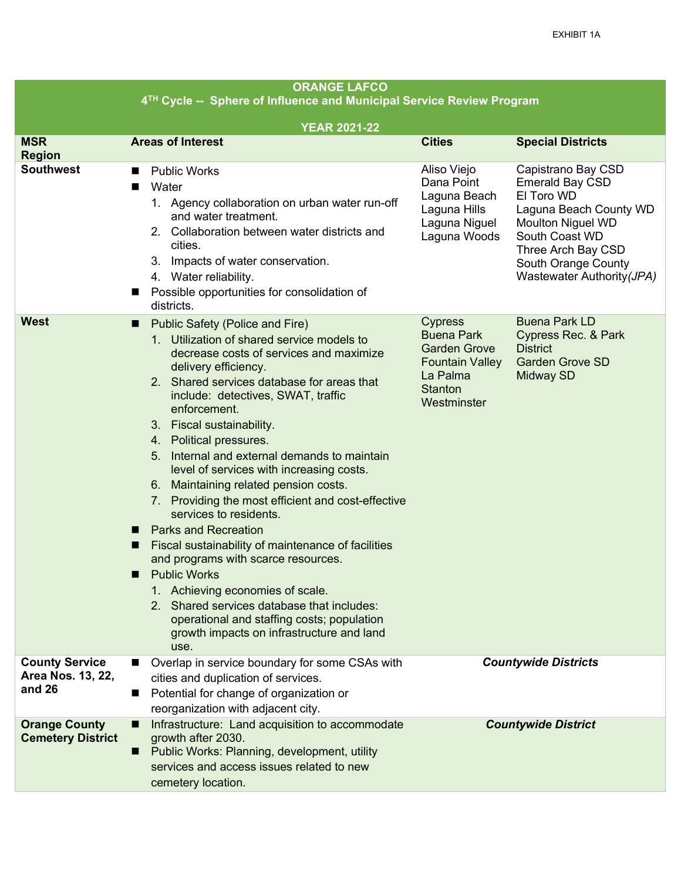EXHIBIT 1A

| ORANGE LAFCO<br>4[TH] Cycle -- Sphere of Influence and Municipal Service Review Program<br>YEAR 2021-22 | | | |
|---|---|---|---|
| **MSR Region** | **Areas of Interest** | **Cities** | **Special Districts** |
| **Southwest** | ■ Public Works<br>■ Water<br>1. Agency collaboration on urban water run-off and water treatment.<br>2. Collaboration between water districts and cities.<br>3. Impacts of water conservation.<br>4. Water reliability.<br>■ Possible opportunities for consolidation of districts. | Aliso Viejo<br>Dana Point<br>Laguna Beach<br>Laguna Hills<br>Laguna Niguel<br>Laguna Woods | Capistrano Bay CSD<br>Emerald Bay CSD<br>El Toro WD<br>Laguna Beach County WD<br>Moulton Niguel WD<br>South Coast WD<br>Three Arch Bay CSD<br>South Orange County Wastewater Authority *(JPA)* |
| **West** | ■ Public Safety (Police and Fire)<br>1. Utilization of shared service models to decrease costs of services and maximize delivery efficiency.<br>2. Shared services database for areas that include: detectives, SWAT, traffic enforcement.<br>3. Fiscal sustainability.<br>4. Political pressures.<br>5. Internal and external demands to maintain level of services with increasing costs.<br>6. Maintaining related pension costs.<br>7. Providing the most efficient and cost-effective services to residents.<br>■ Parks and Recreation<br>■ Fiscal sustainability of maintenance of facilities and programs with scarce resources.<br>■ Public Works<br>1. Achieving economies of scale.<br>2. Shared services database that includes: operational and staffing costs; population growth impacts on infrastructure and land use. | Cypress<br>Buena Park<br>Garden Grove<br>Fountain Valley<br>La Palma<br>Stanton<br>Westminster | Buena Park LD<br>Cypress Rec. & Park District<br>Garden Grove SD<br>Midway SD |
| **County Service Area Nos. 13, 22, and 26** | ■ Overlap in service boundary for some CSAs with cities and duplication of services.<br>■ Potential for change of organization or reorganization with adjacent city. | ***Countywide Districts*** | |
| **Orange County Cemetery District** | ■ Infrastructure: Land acquisition to accommodate growth after 2030.<br>■ Public Works: Planning, development, utility services and access issues related to new cemetery location. | ***Countywide District*** | |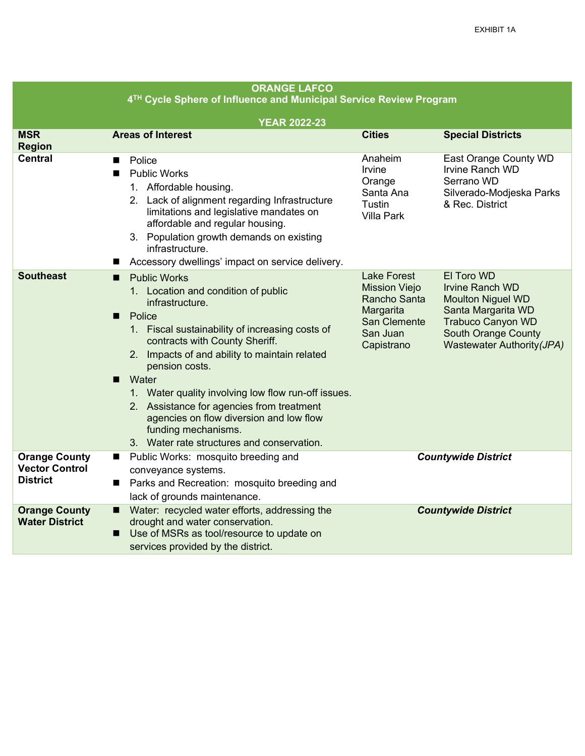EXHIBIT 1A

| ORANGE LAFCO<br>4[TH] Cycle Sphere of Influence and Municipal Service Review Program<br><br>YEAR 2022-23 | | | |
|---|---|---|---|
| **MSR Region** | **Areas of Interest** | **Cities** | **Special Districts** |
| **Central** | ■ Police<br>■ Public Works<br>1. Affordable housing.<br>2. Lack of alignment regarding Infrastructure limitations and legislative mandates on affordable and regular housing.<br>3. Population growth demands on existing infrastructure.<br>■ Accessory dwellings' impact on service delivery. | Anaheim<br>Irvine<br>Orange<br>Santa Ana<br>Tustin<br>Villa Park | East Orange County WD<br>Irvine Ranch WD<br>Serrano WD<br>Silverado-Modjeska Parks & Rec. District |
| **Southeast** | ■ Public Works<br>1. Location and condition of public infrastructure.<br>■ Police<br>1. Fiscal sustainability of increasing costs of contracts with County Sheriff.<br>2. Impacts of and ability to maintain related pension costs.<br>■ Water<br>1. Water quality involving low flow run-off issues.<br>2. Assistance for agencies from treatment agencies on flow diversion and low flow funding mechanisms.<br>3. Water rate structures and conservation. | Lake Forest<br>Mission Viejo<br>Rancho Santa Margarita<br>San Clemente<br>San Juan Capistrano | El Toro WD<br>Irvine Ranch WD<br>Moulton Niguel WD<br>Santa Margarita WD<br>Trabuco Canyon WD<br>South Orange County Wastewater Authority *(JPA)* |
| **Orange County Vector Control District** | ■ Public Works: mosquito breeding and conveyance systems.<br>■ Parks and Recreation: mosquito breeding and lack of grounds maintenance. | ***Countywide District*** | |
| **Orange County Water District** | ■ Water: recycled water efforts, addressing the drought and water conservation.<br>■ Use of MSRs as tool/resource to update on services provided by the district. | ***Countywide District*** | |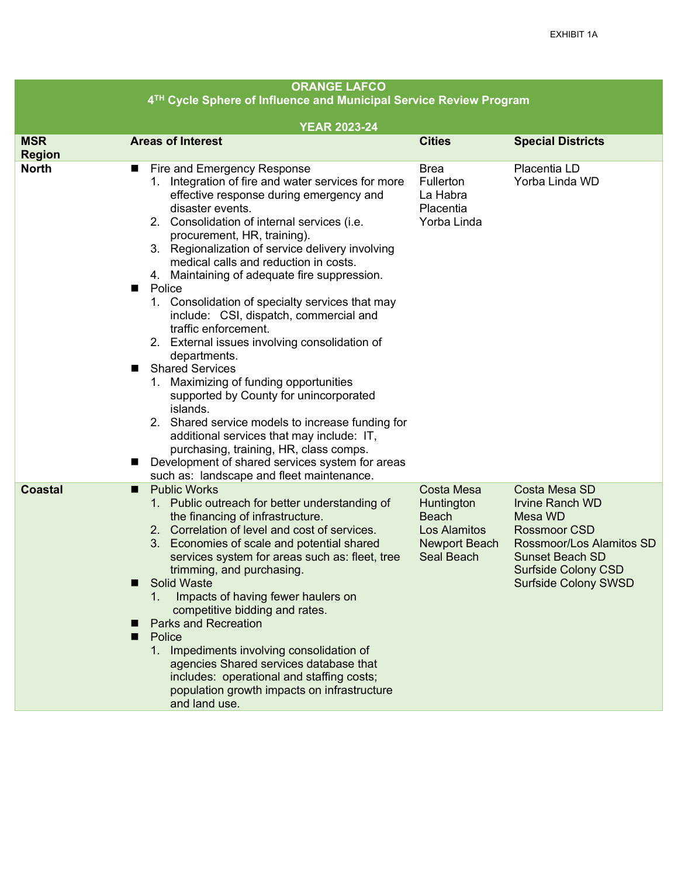EXHIBIT 1A

| ORANGE LAFCO<br>4TH Cycle Sphere of Influence and Municipal Service Review Program<br><br>YEAR 2023-24 | | | |
|---|---|---|---|
| **MSR Region** | **Areas of Interest** | **Cities** | **Special Districts** |
| **North** | ■ Fire and Emergency Response<br>1. Integration of fire and water services for more effective response during emergency and disaster events.<br>2. Consolidation of internal services (i.e. procurement, HR, training).<br>3. Regionalization of service delivery involving medical calls and reduction in costs.<br>4. Maintaining of adequate fire suppression.<br>■ Police<br>1. Consolidation of specialty services that may include: CSI, dispatch, commercial and traffic enforcement.<br>2. External issues involving consolidation of departments.<br>■ Shared Services<br>1. Maximizing of funding opportunities supported by County for unincorporated islands.<br>2. Shared service models to increase funding for additional services that may include: IT, purchasing, training, HR, class comps.<br>■ Development of shared services system for areas such as: landscape and fleet maintenance. | Brea<br>Fullerton<br>La Habra<br>Placentia<br>Yorba Linda | Placentia LD<br>Yorba Linda WD |
| **Coastal** | ■ Public Works<br>1. Public outreach for better understanding of the financing of infrastructure.<br>2. Correlation of level and cost of services.<br>3. Economies of scale and potential shared services system for areas such as: fleet, tree trimming, and purchasing.<br>■ Solid Waste<br>1. Impacts of having fewer haulers on competitive bidding and rates.<br>■ Parks and Recreation<br>■ Police<br>1. Impediments involving consolidation of agencies Shared services database that includes: operational and staffing costs; population growth impacts on infrastructure and land use. | Costa Mesa<br>Huntington Beach<br>Los Alamitos<br>Newport Beach<br>Seal Beach | Costa Mesa SD<br>Irvine Ranch WD<br>Mesa WD<br>Rossmoor CSD<br>Rossmoor/Los Alamitos SD<br>Sunset Beach SD<br>Surfside Colony CSD<br>Surfside Colony SWSD |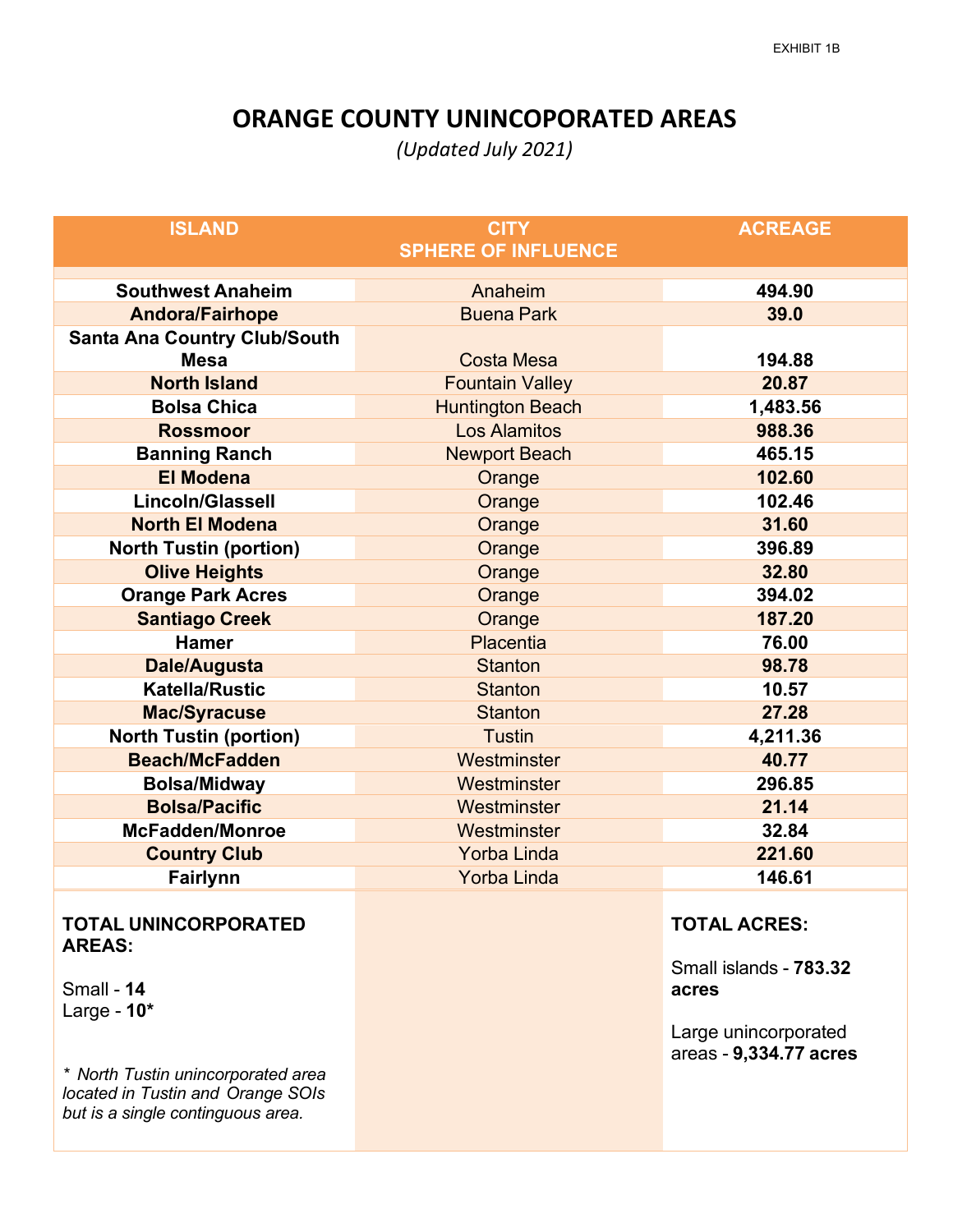EXHIBIT 1B

# ORANGE COUNTY UNINCOPORATED AREAS

*(Updated July 2021)*

| ISLAND | CITY SPHERE OF INFLUENCE | ACREAGE |
|---|---|---|
| **Southwest Anaheim** | Anaheim | **494.90** |
| **Andora/Fairhope** | Buena Park | **39.0** |
| **Santa Ana Country Club/South Mesa** | Costa Mesa | **194.88** |
| **North Island** | Fountain Valley | **20.87** |
| **Bolsa Chica** | Huntington Beach | **1,483.56** |
| **Rossmoor** | Los Alamitos | **988.36** |
| **Banning Ranch** | Newport Beach | **465.15** |
| **El Modena** | Orange | **102.60** |
| **Lincoln/Glassell** | Orange | **102.46** |
| **North El Modena** | Orange | **31.60** |
| **North Tustin (portion)** | Orange | **396.89** |
| **Olive Heights** | Orange | **32.80** |
| **Orange Park Acres** | Orange | **394.02** |
| **Santiago Creek** | Orange | **187.20** |
| **Hamer** | Placentia | **76.00** |
| **Dale/Augusta** | Stanton | **98.78** |
| **Katella/Rustic** | Stanton | **10.57** |
| **Mac/Syracuse** | Stanton | **27.28** |
| **North Tustin (portion)** | Tustin | **4,211.36** |
| **Beach/McFadden** | Westminster | **40.77** |
| **Bolsa/Midway** | Westminster | **296.85** |
| **Bolsa/Pacific** | Westminster | **21.14** |
| **McFadden/Monroe** | Westminster | **32.84** |
| **Country Club** | Yorba Linda | **221.60** |
| **Fairlynn** | Yorba Linda | **146.61** |
| **TOTAL UNINCORPORATED AREAS:**<br><br>Small - **14**<br>Large - **10***<br><br>*\* North Tustin unincorporated area located in Tustin and Orange SOIs but is a single contiguous area.* | | **TOTAL ACRES:**<br><br>Small islands - **783.32 acres**<br><br>Large unincorporated areas - **9,334.77 acres** |